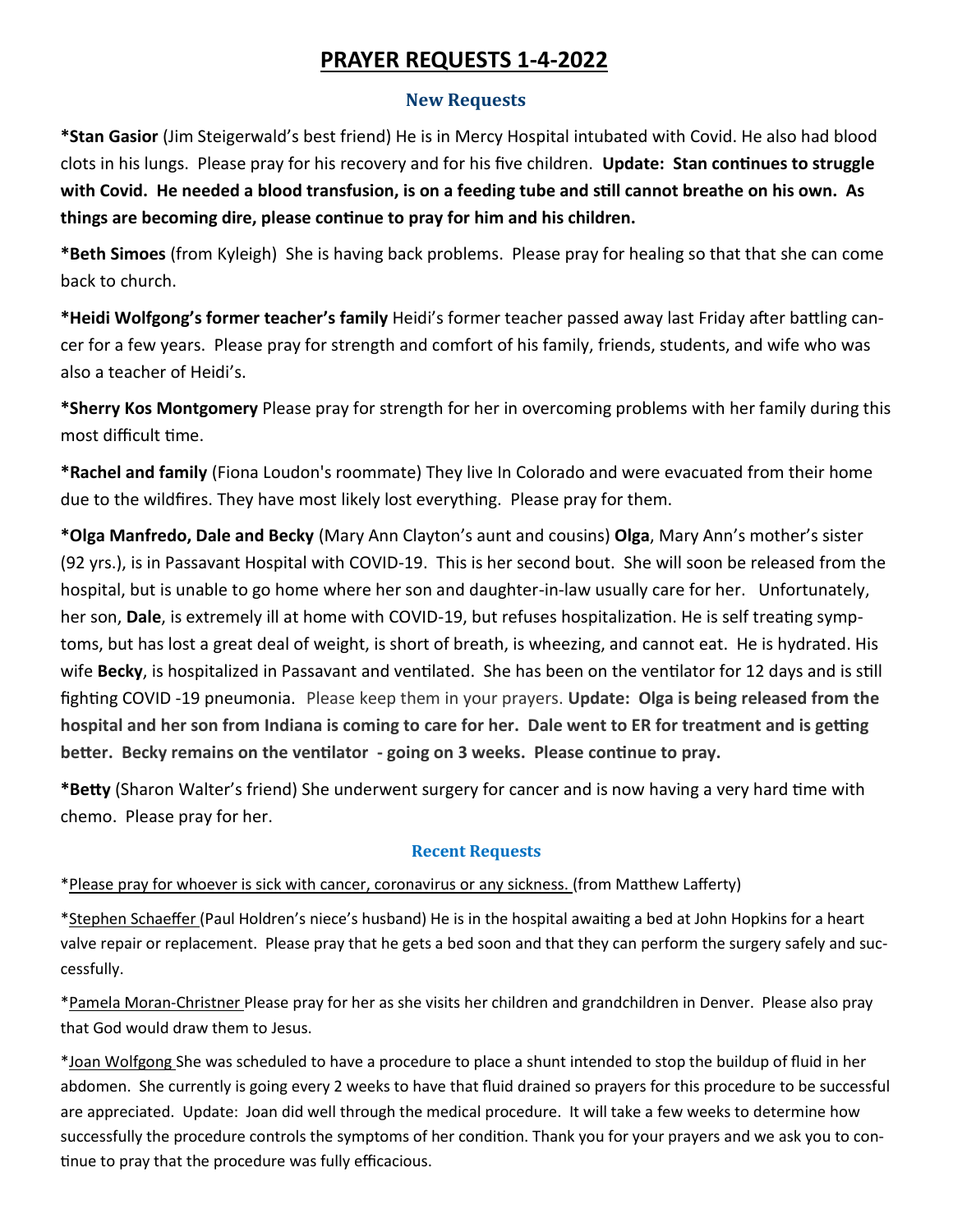# PRAYER REQUESTS 1-4-2022

## New Requests

***Stan Gasior** (Jim Steigerwald's best friend) He is in Mercy Hospital intubated with Covid. He also had blood clots in his lungs. Please pray for his recovery and for his five children. **Update: Stan continues to struggle with Covid. He needed a blood transfusion, is on a feeding tube and still cannot breathe on his own. As things are becoming dire, please continue to pray for him and his children.**

***Beth Simoes** (from Kyleigh) She is having back problems. Please pray for healing so that that she can come back to church.

***Heidi Wolfgong's former teacher's family** Heidi's former teacher passed away last Friday after battling cancer for a few years. Please pray for strength and comfort of his family, friends, students, and wife who was also a teacher of Heidi's.

***Sherry Kos Montgomery** Please pray for strength for her in overcoming problems with her family during this most difficult time.

***Rachel and family** (Fiona Loudon's roommate) They live In Colorado and were evacuated from their home due to the wildfires. They have most likely lost everything. Please pray for them.

***Olga Manfredo, Dale and Becky** (Mary Ann Clayton's aunt and cousins) **Olga**, Mary Ann's mother's sister (92 yrs.), is in Passavant Hospital with COVID-19. This is her second bout. She will soon be released from the hospital, but is unable to go home where her son and daughter-in-law usually care for her. Unfortunately, her son, **Dale**, is extremely ill at home with COVID-19, but refuses hospitalization. He is self treating symptoms, but has lost a great deal of weight, is short of breath, is wheezing, and cannot eat. He is hydrated. His wife **Becky**, is hospitalized in Passavant and ventilated. She has been on the ventilator for 12 days and is still fighting COVID -19 pneumonia. Please keep them in your prayers. **Update: Olga is being released from the hospital and her son from Indiana is coming to care for her. Dale went to ER for treatment and is getting better. Becky remains on the ventilator - going on 3 weeks. Please continue to pray.**

***Betty** (Sharon Walter's friend) She underwent surgery for cancer and is now having a very hard time with chemo. Please pray for her.

## Recent Requests

*Please pray for whoever is sick with cancer, coronavirus or any sickness. (from Matthew Lafferty)

*Stephen Schaeffer (Paul Holdren's niece's husband) He is in the hospital awaiting a bed at John Hopkins for a heart valve repair or replacement. Please pray that he gets a bed soon and that they can perform the surgery safely and successfully.

*Pamela Moran-Christner Please pray for her as she visits her children and grandchildren in Denver. Please also pray that God would draw them to Jesus.

*Joan Wolfgong She was scheduled to have a procedure to place a shunt intended to stop the buildup of fluid in her abdomen. She currently is going every 2 weeks to have that fluid drained so prayers for this procedure to be successful are appreciated. Update: Joan did well through the medical procedure. It will take a few weeks to determine how successfully the procedure controls the symptoms of her condition. Thank you for your prayers and we ask you to continue to pray that the procedure was fully efficacious.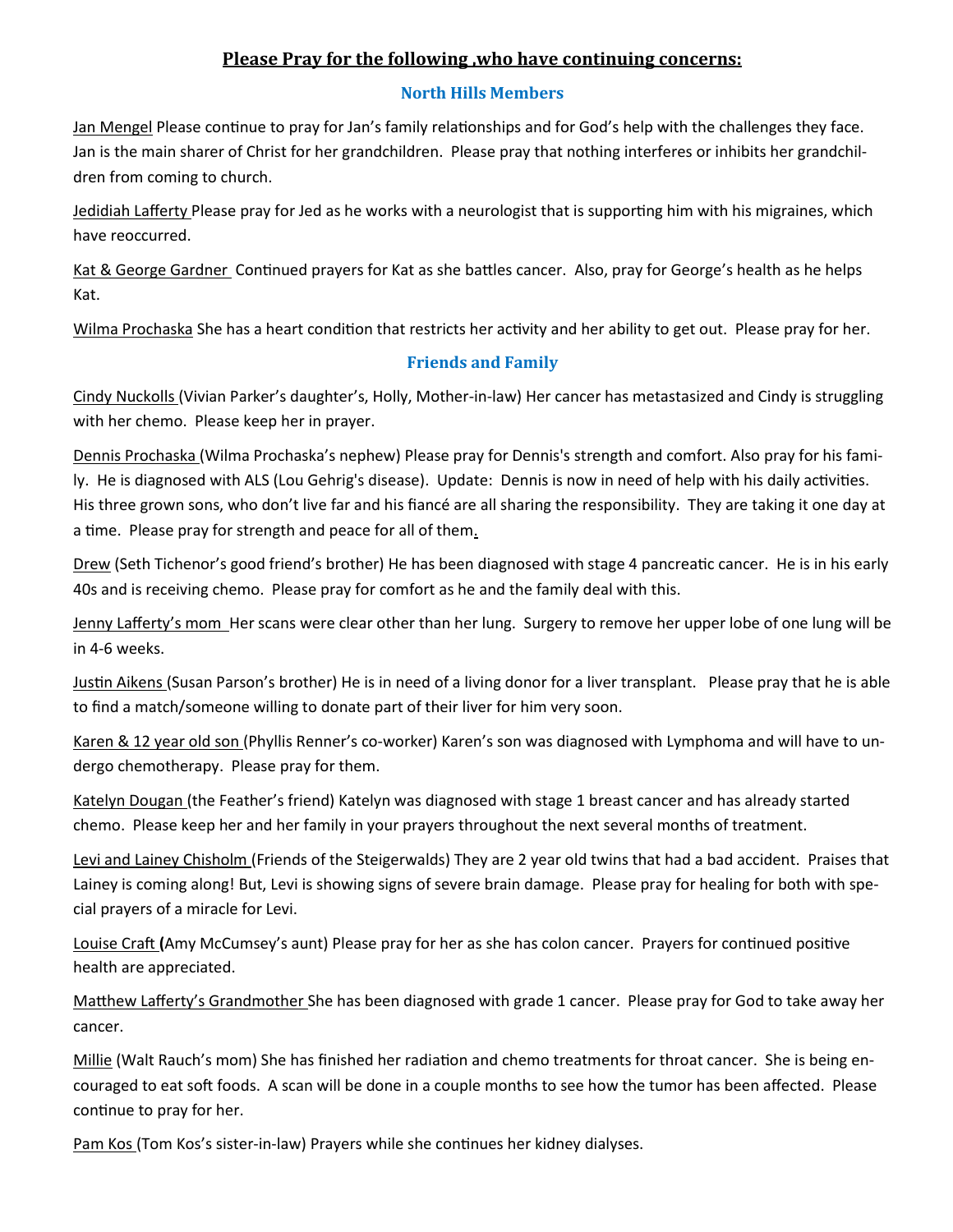## Please Pray for the following ,who have continuing concerns:

### North Hills Members

Jan Mengel Please continue to pray for Jan's family relationships and for God's help with the challenges they face. Jan is the main sharer of Christ for her grandchildren. Please pray that nothing interferes or inhibits her grandchildren from coming to church.

Jedidiah Lafferty Please pray for Jed as he works with a neurologist that is supporting him with his migraines, which have reoccurred.

Kat & George Gardner Continued prayers for Kat as she battles cancer. Also, pray for George's health as he helps Kat.

Wilma Prochaska She has a heart condition that restricts her activity and her ability to get out. Please pray for her.

### Friends and Family

Cindy Nuckolls (Vivian Parker's daughter's, Holly, Mother-in-law) Her cancer has metastasized and Cindy is struggling with her chemo. Please keep her in prayer.

Dennis Prochaska (Wilma Prochaska's nephew) Please pray for Dennis's strength and comfort. Also pray for his family. He is diagnosed with ALS (Lou Gehrig's disease). Update: Dennis is now in need of help with his daily activities. His three grown sons, who don't live far and his fiancé are all sharing the responsibility. They are taking it one day at a time. Please pray for strength and peace for all of them.

Drew (Seth Tichenor's good friend's brother) He has been diagnosed with stage 4 pancreatic cancer. He is in his early 40s and is receiving chemo. Please pray for comfort as he and the family deal with this.

Jenny Lafferty's mom Her scans were clear other than her lung. Surgery to remove her upper lobe of one lung will be in 4-6 weeks.

Justin Aikens (Susan Parson's brother) He is in need of a living donor for a liver transplant. Please pray that he is able to find a match/someone willing to donate part of their liver for him very soon.

Karen & 12 year old son (Phyllis Renner's co-worker) Karen's son was diagnosed with Lymphoma and will have to undergo chemotherapy. Please pray for them.

Katelyn Dougan (the Feather's friend) Katelyn was diagnosed with stage 1 breast cancer and has already started chemo. Please keep her and her family in your prayers throughout the next several months of treatment.

Levi and Lainey Chisholm (Friends of the Steigerwalds) They are 2 year old twins that had a bad accident. Praises that Lainey is coming along! But, Levi is showing signs of severe brain damage. Please pray for healing for both with special prayers of a miracle for Levi.

Louise Craft (Amy McCumsey's aunt) Please pray for her as she has colon cancer. Prayers for continued positive health are appreciated.

Matthew Lafferty's Grandmother She has been diagnosed with grade 1 cancer. Please pray for God to take away her cancer.

Millie (Walt Rauch's mom) She has finished her radiation and chemo treatments for throat cancer. She is being encouraged to eat soft foods. A scan will be done in a couple months to see how the tumor has been affected. Please continue to pray for her.

Pam Kos (Tom Kos's sister-in-law) Prayers while she continues her kidney dialyses.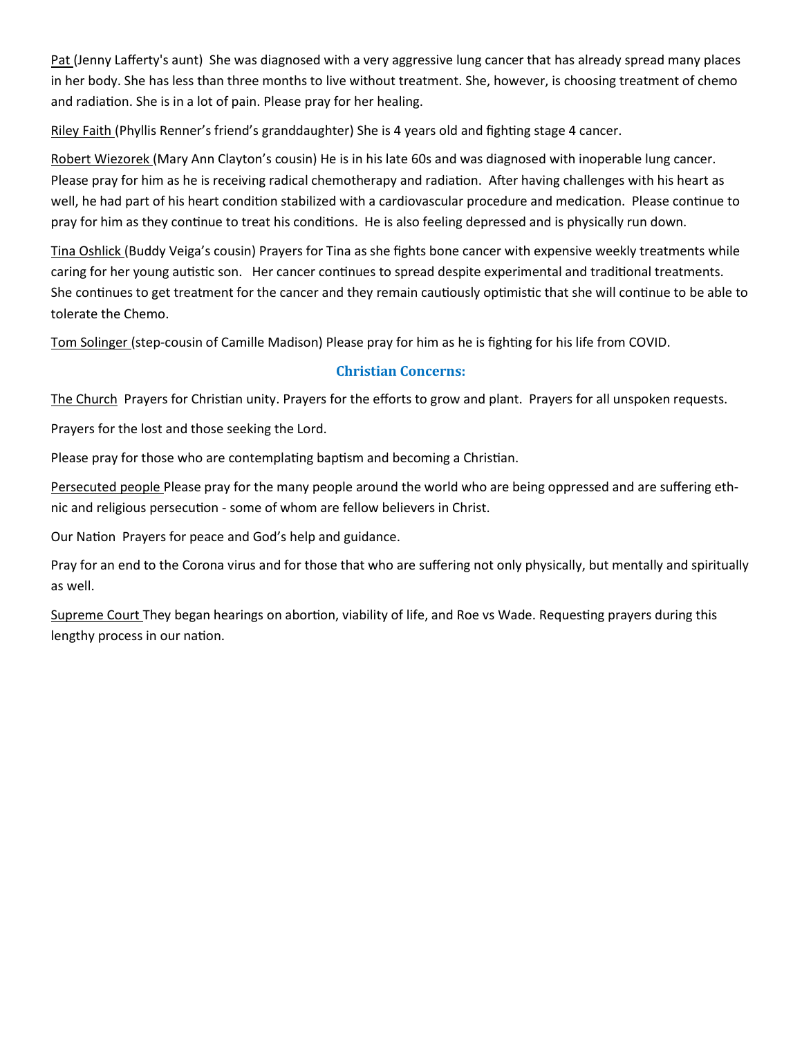Pat (Jenny Lafferty's aunt) She was diagnosed with a very aggressive lung cancer that has already spread many places in her body. She has less than three months to live without treatment. She, however, is choosing treatment of chemo and radiation. She is in a lot of pain. Please pray for her healing.

Riley Faith (Phyllis Renner's friend's granddaughter) She is 4 years old and fighting stage 4 cancer.

Robert Wiezorek (Mary Ann Clayton's cousin) He is in his late 60s and was diagnosed with inoperable lung cancer. Please pray for him as he is receiving radical chemotherapy and radiation. After having challenges with his heart as well, he had part of his heart condition stabilized with a cardiovascular procedure and medication. Please continue to pray for him as they continue to treat his conditions. He is also feeling depressed and is physically run down.

Tina Oshlick (Buddy Veiga's cousin) Prayers for Tina as she fights bone cancer with expensive weekly treatments while caring for her young autistic son. Her cancer continues to spread despite experimental and traditional treatments. She continues to get treatment for the cancer and they remain cautiously optimistic that she will continue to be able to tolerate the Chemo.

Tom Solinger (step-cousin of Camille Madison) Please pray for him as he is fighting for his life from COVID.

## Christian Concerns:

The Church Prayers for Christian unity. Prayers for the efforts to grow and plant. Prayers for all unspoken requests.

Prayers for the lost and those seeking the Lord.

Please pray for those who are contemplating baptism and becoming a Christian.

Persecuted people Please pray for the many people around the world who are being oppressed and are suffering ethnic and religious persecution - some of whom are fellow believers in Christ.

Our Nation Prayers for peace and God's help and guidance.

Pray for an end to the Corona virus and for those that who are suffering not only physically, but mentally and spiritually as well.

Supreme Court They began hearings on abortion, viability of life, and Roe vs Wade. Requesting prayers during this lengthy process in our nation.